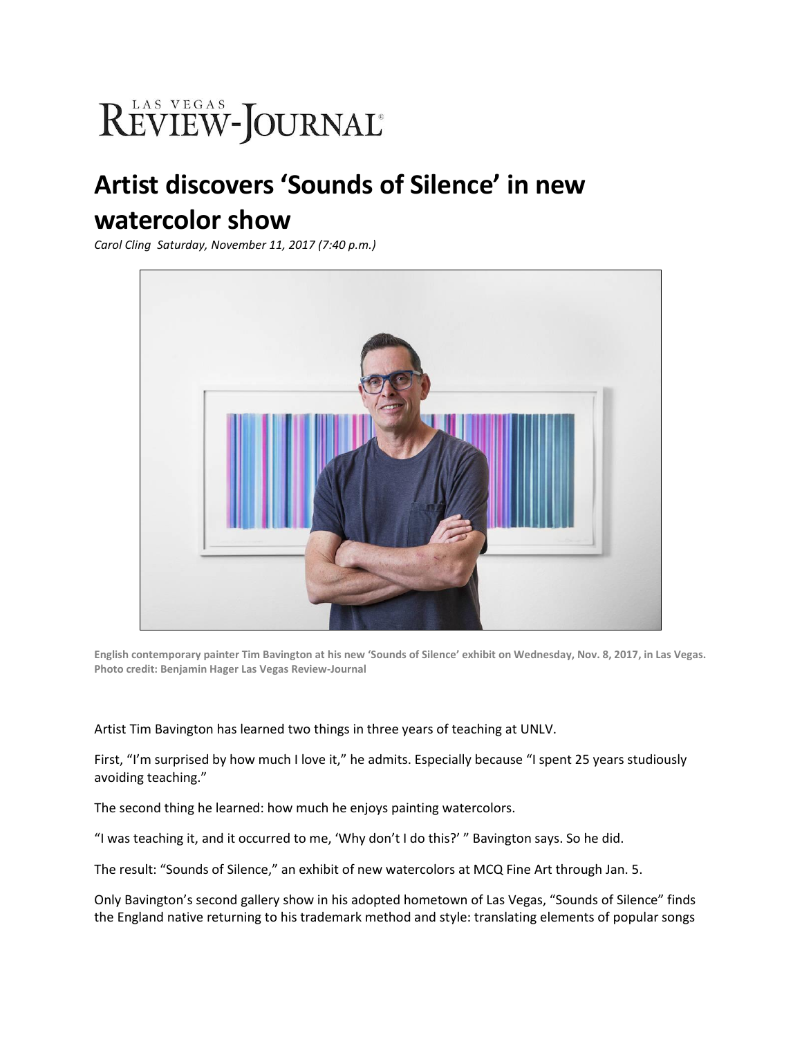# LAS VEGAS REVIEW-JOURNAL

## Artist discovers 'Sounds of Silence' in new watercolor show

*Carol Cling Saturday, November 11, 2017 (7:40 p.m.)*

**English contemporary painter Tim Bavington at his new 'Sounds of Silence' exhibit on Wednesday, Nov. 8, 2017, in Las Vegas. Photo credit: Benjamin Hager Las Vegas Review-Journal**

Artist Tim Bavington has learned two things in three years of teaching at UNLV.

First, "I'm surprised by how much I love it," he admits. Especially because "I spent 25 years studiously avoiding teaching."

The second thing he learned: how much he enjoys painting watercolors.

"I was teaching it, and it occurred to me, 'Why don't I do this?' " Bavington says. So he did.

The result: "Sounds of Silence," an exhibit of new watercolors at MCQ Fine Art through Jan. 5.

Only Bavington's second gallery show in his adopted hometown of Las Vegas, "Sounds of Silence" finds the England native returning to his trademark method and style: translating elements of popular songs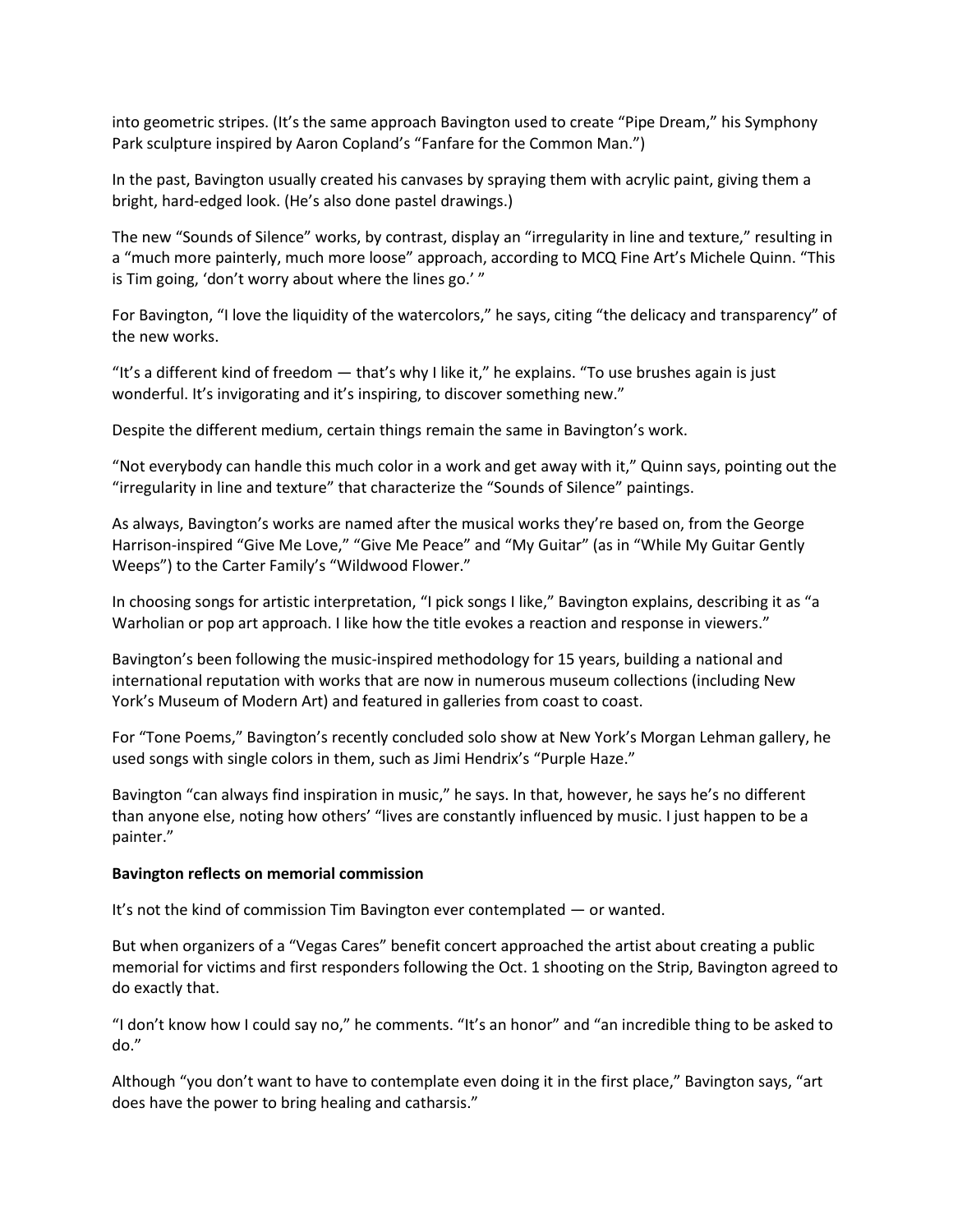into geometric stripes. (It's the same approach Bavington used to create "Pipe Dream," his Symphony Park sculpture inspired by Aaron Copland's "Fanfare for the Common Man.")

In the past, Bavington usually created his canvases by spraying them with acrylic paint, giving them a bright, hard-edged look. (He's also done pastel drawings.)

The new "Sounds of Silence" works, by contrast, display an "irregularity in line and texture," resulting in a "much more painterly, much more loose" approach, according to MCQ Fine Art's Michele Quinn. "This is Tim going, 'don't worry about where the lines go.' "

For Bavington, "I love the liquidity of the watercolors," he says, citing "the delicacy and transparency" of the new works.

"It's a different kind of freedom — that's why I like it," he explains. "To use brushes again is just wonderful. It's invigorating and it's inspiring, to discover something new."

Despite the different medium, certain things remain the same in Bavington's work.

"Not everybody can handle this much color in a work and get away with it," Quinn says, pointing out the "irregularity in line and texture" that characterize the "Sounds of Silence" paintings.

As always, Bavington's works are named after the musical works they're based on, from the George Harrison-inspired "Give Me Love," "Give Me Peace" and "My Guitar" (as in "While My Guitar Gently Weeps") to the Carter Family's "Wildwood Flower."

In choosing songs for artistic interpretation, "I pick songs I like," Bavington explains, describing it as "a Warholian or pop art approach. I like how the title evokes a reaction and response in viewers."

Bavington's been following the music-inspired methodology for 15 years, building a national and international reputation with works that are now in numerous museum collections (including New York's Museum of Modern Art) and featured in galleries from coast to coast.

For "Tone Poems," Bavington's recently concluded solo show at New York's Morgan Lehman gallery, he used songs with single colors in them, such as Jimi Hendrix's "Purple Haze."

Bavington "can always find inspiration in music," he says. In that, however, he says he's no different than anyone else, noting how others' "lives are constantly influenced by music. I just happen to be a painter."

**Bavington reflects on memorial commission**

It's not the kind of commission Tim Bavington ever contemplated — or wanted.

But when organizers of a "Vegas Cares" benefit concert approached the artist about creating a public memorial for victims and first responders following the Oct. 1 shooting on the Strip, Bavington agreed to do exactly that.

"I don't know how I could say no," he comments. "It's an honor" and "an incredible thing to be asked to do."

Although "you don't want to have to contemplate even doing it in the first place," Bavington says, "art does have the power to bring healing and catharsis."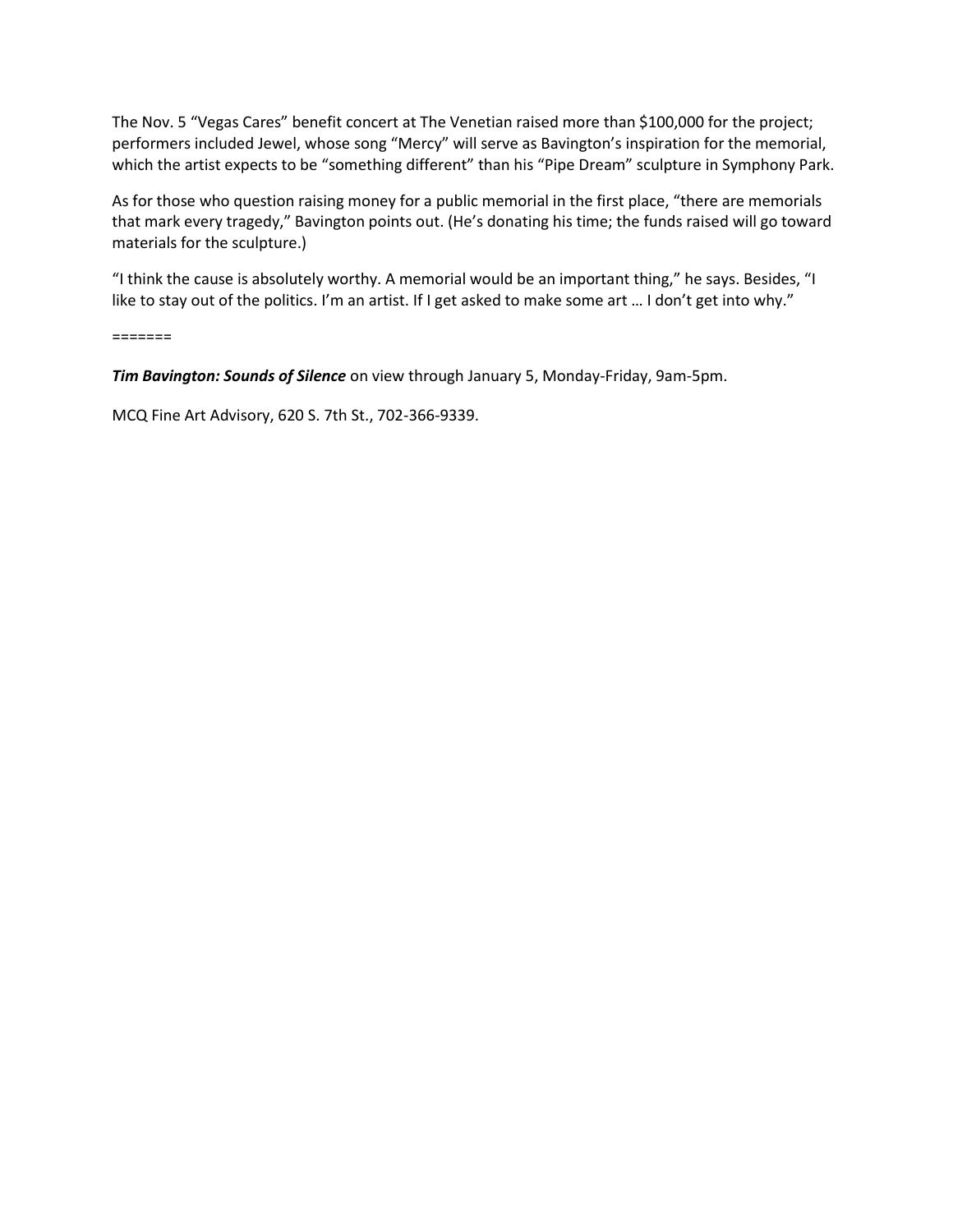The Nov. 5 “Vegas Cares” benefit concert at The Venetian raised more than $100,000 for the project; performers included Jewel, whose song “Mercy” will serve as Bavington’s inspiration for the memorial, which the artist expects to be “something different” than his “Pipe Dream” sculpture in Symphony Park.

As for those who question raising money for a public memorial in the first place, “there are memorials that mark every tragedy,” Bavington points out. (He’s donating his time; the funds raised will go toward materials for the sculpture.)

“I think the cause is absolutely worthy. A memorial would be an important thing,” he says. Besides, “I like to stay out of the politics. I’m an artist. If I get asked to make some art … I don’t get into why.”

=======

***Tim Bavington: Sounds of Silence*** on view through January 5, Monday-Friday, 9am-5pm.

MCQ Fine Art Advisory, 620 S. 7th St., 702-366-9339.